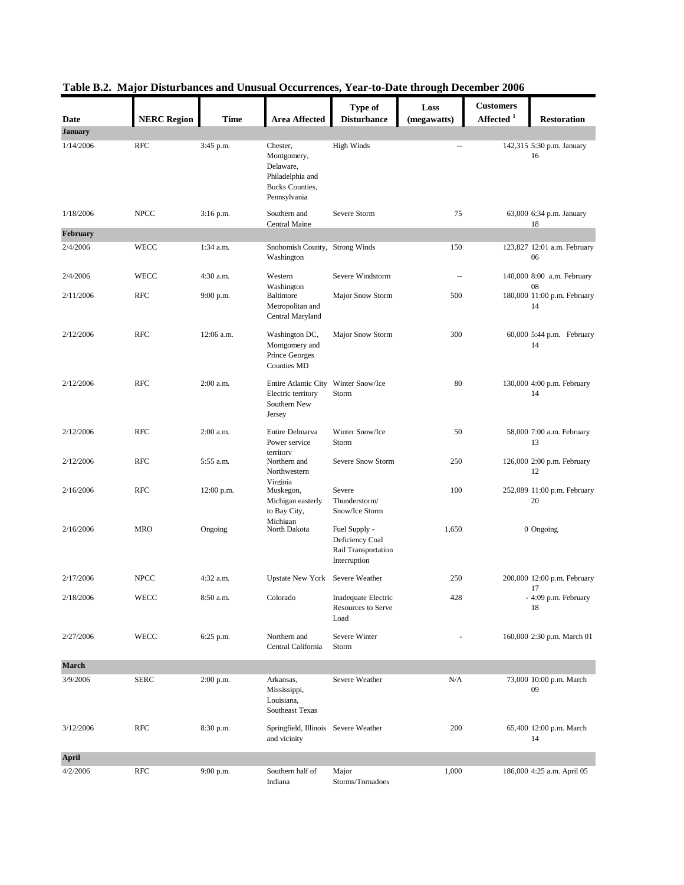## Table B.2. Major Disturbances and Unusual Occurrences, Year-to-Date through December 2006

| Date | NERC Region | Time | Area Affected | Type of Disturbance | Loss (megawatts) | Customers Affected [1] | Restoration |
|---|---|---|---|---|---|---|---|
| **January** | | | | | | | |
| 1/14/2006 | RFC | 3:45 p.m. | Chester, Montgomery, Delaware, Philadelphia and Bucks Counties, Pennsylvania | High Winds | -- | 142,315 | 5:30 p.m. January 16 |
| 1/18/2006 | NPCC | 3:16 p.m. | Southern and Central Maine | Severe Storm | 75 | 63,000 | 6:34 p.m. January 18 |
| **February** | | | | | | | |
| 2/4/2006 | WECC | 1:34 a.m. | Snohomish County, Washington | Strong Winds | 150 | 123,827 | 12:01 a.m. February 06 |
| 2/4/2006 | WECC | 4:30 a.m. | Western Washington | Severe Windstorm | -- | 140,000 | 8:00 a.m. February 08 |
| 2/11/2006 | RFC | 9:00 p.m. | Baltimore Metropolitan and Central Maryland | Major Snow Storm | 500 | 180,000 | 11:00 p.m. February 14 |
| 2/12/2006 | RFC | 12:06 a.m. | Washington DC, Montgomery and Prince Georges Counties MD | Major Snow Storm | 300 | 60,000 | 5:44 p.m. February 14 |
| 2/12/2006 | RFC | 2:00 a.m. | Entire Atlantic City Electric territory Southern New Jersey | Winter Snow/Ice Storm | 80 | 130,000 | 4:00 p.m. February 14 |
| 2/12/2006 | RFC | 2:00 a.m. | Entire Delmarva Power service territory | Winter Snow/Ice Storm | 50 | 58,000 | 7:00 a.m. February 13 |
| 2/12/2006 | RFC | 5:55 a.m. | Northern and Northwestern Virginia | Severe Snow Storm | 250 | 126,000 | 2:00 p.m. February 12 |
| 2/16/2006 | RFC | 12:00 p.m. | Muskegon, Michigan easterly to Bay City, Michigan | Severe Thunderstorm/ Snow/Ice Storm | 100 | 252,089 | 11:00 p.m. February 20 |
| 2/16/2006 | MRO | Ongoing | North Dakota | Fuel Supply - Deficiency Coal Rail Transportation Interruption | 1,650 | 0 | Ongoing |
| 2/17/2006 | NPCC | 4:32 a.m. | Upstate New York | Severe Weather | 250 | 200,000 | 12:00 p.m. February 17 |
| 2/18/2006 | WECC | 8:50 a.m. | Colorado | Inadequate Electric Resources to Serve Load | 428 | - | 4:09 p.m. February 18 |
| 2/27/2006 | WECC | 6:25 p.m. | Northern and Central California | Severe Winter Storm | - | 160,000 | 2:30 p.m. March 01 |
| **March** | | | | | | | |
| 3/9/2006 | SERC | 2:00 p.m. | Arkansas, Mississippi, Louisiana, Southeast Texas | Severe Weather | N/A | 73,000 | 10:00 p.m. March 09 |
| 3/12/2006 | RFC | 8:30 p.m. | Springfield, Illinois and vicinity | Severe Weather | 200 | 65,400 | 12:00 p.m. March 14 |
| **April** | | | | | | | |
| 4/2/2006 | RFC | 9:00 p.m. | Southern half of Indiana | Major Storms/Tornadoes | 1,000 | 186,000 | 4:25 a.m. April 05 |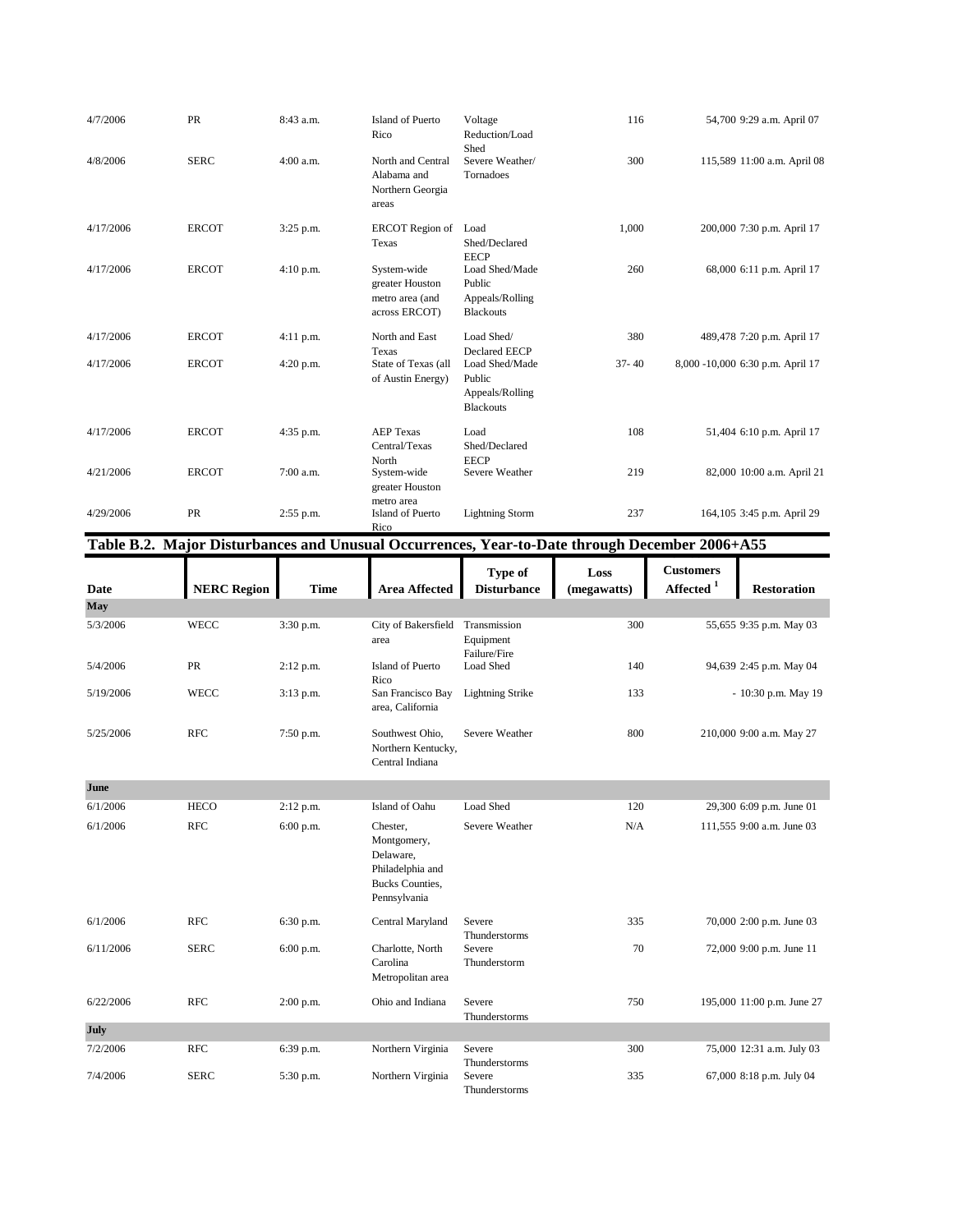| Date | NERC Region | Time | Area Affected | Type of Disturbance | Loss (megawatts) | Customers Affected [1] | Restoration |
|---|---|---|---|---|---|---|---|
| 4/7/2006 | PR | 8:43 a.m. | Island of Puerto Rico | Voltage Reduction/Load Shed | 116 | 54,700 | 9:29 a.m. April 07 |
| 4/8/2006 | SERC | 4:00 a.m. | North and Central Alabama and Northern Georgia areas | Severe Weather/ Tornadoes | 300 | 115,589 | 11:00 a.m. April 08 |
| 4/17/2006 | ERCOT | 3:25 p.m. | ERCOT Region of Texas | Load Shed/Declared EECP | 1,000 | 200,000 | 7:30 p.m. April 17 |
| 4/17/2006 | ERCOT | 4:10 p.m. | System-wide greater Houston metro area (and across ERCOT) | Load Shed/Made Public Appeals/Rolling Blackouts | 260 | 68,000 | 6:11 p.m. April 17 |
| 4/17/2006 | ERCOT | 4:11 p.m. | North and East Texas | Load Shed/ Declared EECP | 380 | 489,478 | 7:20 p.m. April 17 |
| 4/17/2006 | ERCOT | 4:20 p.m. | State of Texas (all of Austin Energy) | Load Shed/Made Public Appeals/Rolling Blackouts | 37- 40 | 8,000 -10,000 | 6:30 p.m. April 17 |
| 4/17/2006 | ERCOT | 4:35 p.m. | AEP Texas Central/Texas North | Load Shed/Declared EECP | 108 | 51,404 | 6:10 p.m. April 17 |
| 4/21/2006 | ERCOT | 7:00 a.m. | System-wide greater Houston metro area | Severe Weather | 219 | 82,000 | 10:00 a.m. April 21 |
| 4/29/2006 | PR | 2:55 p.m. | Island of Puerto Rico | Lightning Storm | 237 | 164,105 | 3:45 p.m. April 29 |

## Table B.2. Major Disturbances and Unusual Occurrences, Year-to-Date through December 2006+A55

| Date | NERC Region | Time | Area Affected | Type of Disturbance | Loss (megawatts) | Customers Affected [1] | Restoration |
|---|---|---|---|---|---|---|---|
| **May** | | | | | | | |
| 5/3/2006 | WECC | 3:30 p.m. | City of Bakersfield area | Transmission Equipment Failure/Fire | 300 | 55,655 | 9:35 p.m. May 03 |
| 5/4/2006 | PR | 2:12 p.m. | Island of Puerto Rico | Load Shed | 140 | 94,639 | 2:45 p.m. May 04 |
| 5/19/2006 | WECC | 3:13 p.m. | San Francisco Bay area, California | Lightning Strike | 133 | - | 10:30 p.m. May 19 |
| 5/25/2006 | RFC | 7:50 p.m. | Southwest Ohio, Northern Kentucky, Central Indiana | Severe Weather | 800 | 210,000 | 9:00 a.m. May 27 |
| **June** | | | | | | | |
| 6/1/2006 | HECO | 2:12 p.m. | Island of Oahu | Load Shed | 120 | 29,300 | 6:09 p.m. June 01 |
| 6/1/2006 | RFC | 6:00 p.m. | Chester, Montgomery, Delaware, Philadelphia and Bucks Counties, Pennsylvania | Severe Weather | N/A | 111,555 | 9:00 a.m. June 03 |
| 6/1/2006 | RFC | 6:30 p.m. | Central Maryland | Severe Thunderstorms | 335 | 70,000 | 2:00 p.m. June 03 |
| 6/11/2006 | SERC | 6:00 p.m. | Charlotte, North Carolina Metropolitan area | Severe Thunderstorm | 70 | 72,000 | 9:00 p.m. June 11 |
| 6/22/2006 | RFC | 2:00 p.m. | Ohio and Indiana | Severe Thunderstorms | 750 | 195,000 | 11:00 p.m. June 27 |
| **July** | | | | | | | |
| 7/2/2006 | RFC | 6:39 p.m. | Northern Virginia | Severe Thunderstorms | 300 | 75,000 | 12:31 a.m. July 03 |
| 7/4/2006 | SERC | 5:30 p.m. | Northern Virginia | Severe Thunderstorms | 335 | 67,000 | 8:18 p.m. July 04 |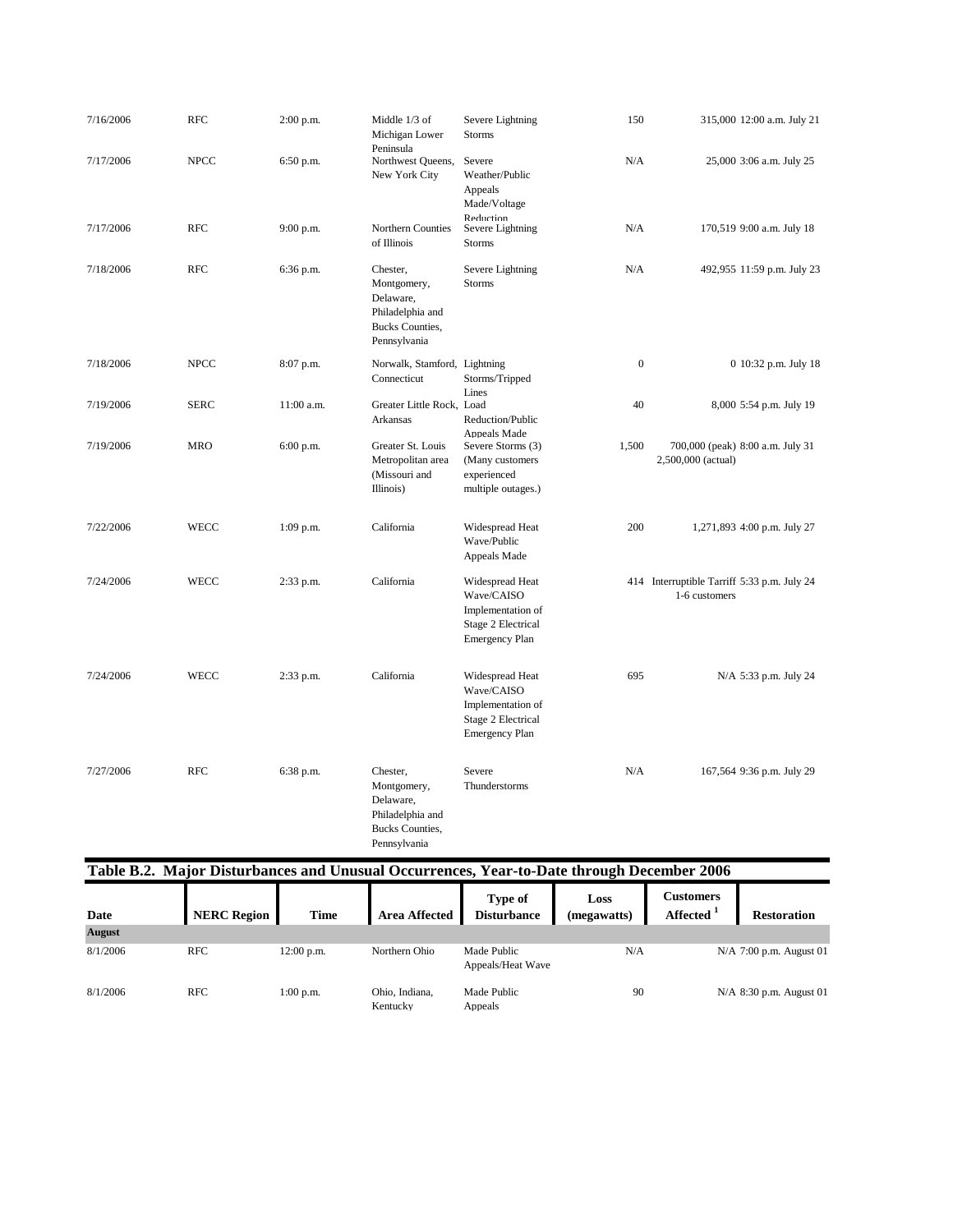| Date | NERC Region | Time | Area Affected | Type of Disturbance | Loss (megawatts) | Customers Affected [1] | Restoration |
|---|---|---|---|---|---|---|---|
| 7/16/2006 | RFC | 2:00 p.m. | Middle 1/3 of Michigan Lower Peninsula | Severe Lightning Storms | 150 | 315,000 | 12:00 a.m. July 21 |
| 7/17/2006 | NPCC | 6:50 p.m. | Northwest Queens, New York City | Severe Weather/Public Appeals Made/Voltage Reduction | N/A | 25,000 | 3:06 a.m. July 25 |
| 7/17/2006 | RFC | 9:00 p.m. | Northern Counties of Illinois | Severe Lightning Storms | N/A | 170,519 | 9:00 a.m. July 18 |
| 7/18/2006 | RFC | 6:36 p.m. | Chester, Montgomery, Delaware, Philadelphia and Bucks Counties, Pennsylvania | Severe Lightning Storms | N/A | 492,955 | 11:59 p.m. July 23 |
| 7/18/2006 | NPCC | 8:07 p.m. | Norwalk, Stamford, Connecticut | Lightning Storms/Tripped Lines | 0 | 0 | 10:32 p.m. July 18 |
| 7/19/2006 | SERC | 11:00 a.m. | Greater Little Rock, Arkansas | Load Reduction/Public Appeals Made | 40 | 8,000 | 5:54 p.m. July 19 |
| 7/19/2006 | MRO | 6:00 p.m. | Greater St. Louis Metropolitan area (Missouri and Illinois) | Severe Storms (3) (Many customers experienced multiple outages.) | 1,500 | 700,000 (peak) 2,500,000 (actual) | 8:00 a.m. July 31 |
| 7/22/2006 | WECC | 1:09 p.m. | California | Widespread Heat Wave/Public Appeals Made | 200 | 1,271,893 | 4:00 p.m. July 27 |
| 7/24/2006 | WECC | 2:33 p.m. | California | Widespread Heat Wave/CAISO Implementation of Stage 2 Electrical Emergency Plan | 414 | Interruptible Tarriff 1-6 customers | 5:33 p.m. July 24 |
| 7/24/2006 | WECC | 2:33 p.m. | California | Widespread Heat Wave/CAISO Implementation of Stage 2 Electrical Emergency Plan | 695 | N/A | 5:33 p.m. July 24 |
| 7/27/2006 | RFC | 6:38 p.m. | Chester, Montgomery, Delaware, Philadelphia and Bucks Counties, Pennsylvania | Severe Thunderstorms | N/A | 167,564 | 9:36 p.m. July 29 |

## Table B.2. Major Disturbances and Unusual Occurrences, Year-to-Date through December 2006

| Date | NERC Region | Time | Area Affected | Type of Disturbance | Loss (megawatts) | Customers Affected [1] | Restoration |
|---|---|---|---|---|---|---|---|
| **August** | | | | | | | |
| 8/1/2006 | RFC | 12:00 p.m. | Northern Ohio | Made Public Appeals/Heat Wave | N/A | N/A | 7:00 p.m. August 01 |
| 8/1/2006 | RFC | 1:00 p.m. | Ohio, Indiana, Kentucky | Made Public Appeals | 90 | N/A | 8:30 p.m. August 01 |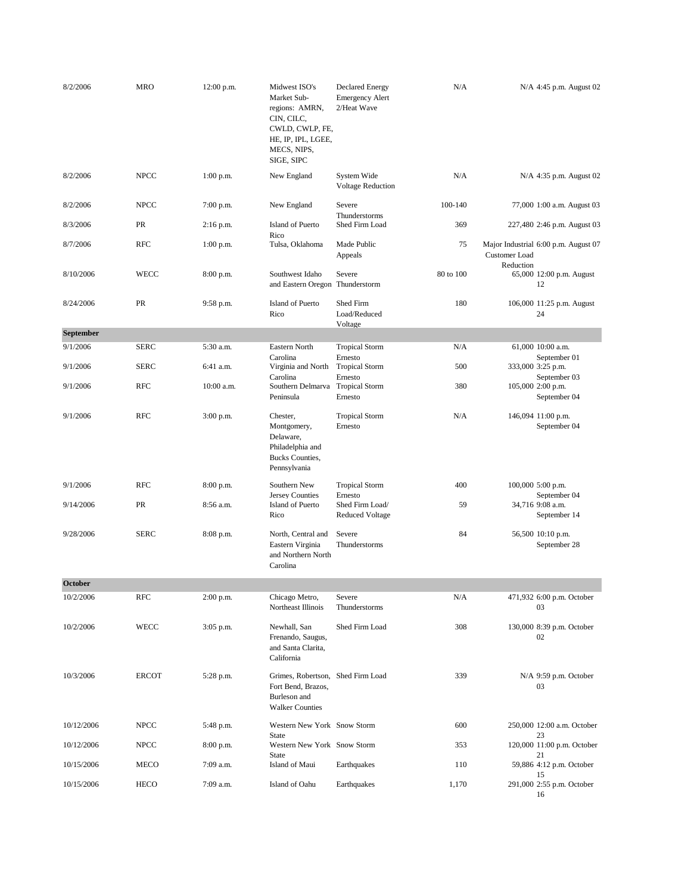| | | | | | | | |
|---|---|---|---|---|---|---|---|
| 8/2/2006 | MRO | 12:00 p.m. | Midwest ISO's Market Sub-regions: AMRN, CIN, CILC, CWLD, CWLP, FE, HE, IP, IPL, LGEE, MECS, NIPS, SIGE, SIPC | Declared Energy Emergency Alert 2/Heat Wave | N/A | N/A | 4:45 p.m. August 02 |
| 8/2/2006 | NPCC | 1:00 p.m. | New England | System Wide Voltage Reduction | N/A | N/A | 4:35 p.m. August 02 |
| 8/2/2006 | NPCC | 7:00 p.m. | New England | Severe Thunderstorms | 100-140 | 77,000 | 1:00 a.m. August 03 |
| 8/3/2006 | PR | 2:16 p.m. | Island of Puerto Rico | Shed Firm Load | 369 | 227,480 | 2:46 p.m. August 03 |
| 8/7/2006 | RFC | 1:00 p.m. | Tulsa, Oklahoma | Made Public Appeals | 75 | Major Industrial Customer Load Reduction | 6:00 p.m. August 07 |
| 8/10/2006 | WECC | 8:00 p.m. | Southwest Idaho and Eastern Oregon | Severe Thunderstorm | 80 to 100 | 65,000 | 12:00 p.m. August 12 |
| 8/24/2006 | PR | 9:58 p.m. | Island of Puerto Rico | Shed Firm Load/Reduced Voltage | 180 | 106,000 | 11:25 p.m. August 24 |
| **September** | | | | | | | |
| 9/1/2006 | SERC | 5:30 a.m. | Eastern North Carolina | Tropical Storm Ernesto | N/A | 61,000 | 10:00 a.m. September 01 |
| 9/1/2006 | SERC | 6:41 a.m. | Virginia and North Carolina | Tropical Storm Ernesto | 500 | 333,000 | 3:25 p.m. September 03 |
| 9/1/2006 | RFC | 10:00 a.m. | Southern Delmarva Peninsula | Tropical Storm Ernesto | 380 | 105,000 | 2:00 p.m. September 04 |
| 9/1/2006 | RFC | 3:00 p.m. | Chester, Montgomery, Delaware, Philadelphia and Bucks Counties, Pennsylvania | Tropical Storm Ernesto | N/A | 146,094 | 11:00 p.m. September 04 |
| 9/1/2006 | RFC | 8:00 p.m. | Southern New Jersey Counties | Tropical Storm Ernesto | 400 | 100,000 | 5:00 p.m. September 04 |
| 9/14/2006 | PR | 8:56 a.m. | Island of Puerto Rico | Shed Firm Load/ Reduced Voltage | 59 | 34,716 | 9:08 a.m. September 14 |
| 9/28/2006 | SERC | 8:08 p.m. | North, Central and Eastern Virginia and Northern North Carolina | Severe Thunderstorms | 84 | 56,500 | 10:10 p.m. September 28 |
| **October** | | | | | | | |
| 10/2/2006 | RFC | 2:00 p.m. | Chicago Metro, Northeast Illinois | Severe Thunderstorms | N/A | 471,932 | 6:00 p.m. October 03 |
| 10/2/2006 | WECC | 3:05 p.m. | Newhall, San Frenando, Saugus, and Santa Clarita, California | Shed Firm Load | 308 | 130,000 | 8:39 p.m. October 02 |
| 10/3/2006 | ERCOT | 5:28 p.m. | Grimes, Robertson, Fort Bend, Brazos, Burleson and Walker Counties | Shed Firm Load | 339 | N/A | 9:59 p.m. October 03 |
| 10/12/2006 | NPCC | 5:48 p.m. | Western New York State | Snow Storm | 600 | 250,000 | 12:00 a.m. October 23 |
| 10/12/2006 | NPCC | 8:00 p.m. | Western New York State | Snow Storm | 353 | 120,000 | 11:00 p.m. October 21 |
| 10/15/2006 | MECO | 7:09 a.m. | Island of Maui | Earthquakes | 110 | 59,886 | 4:12 p.m. October 15 |
| 10/15/2006 | HECO | 7:09 a.m. | Island of Oahu | Earthquakes | 1,170 | 291,000 | 2:55 p.m. October 16 |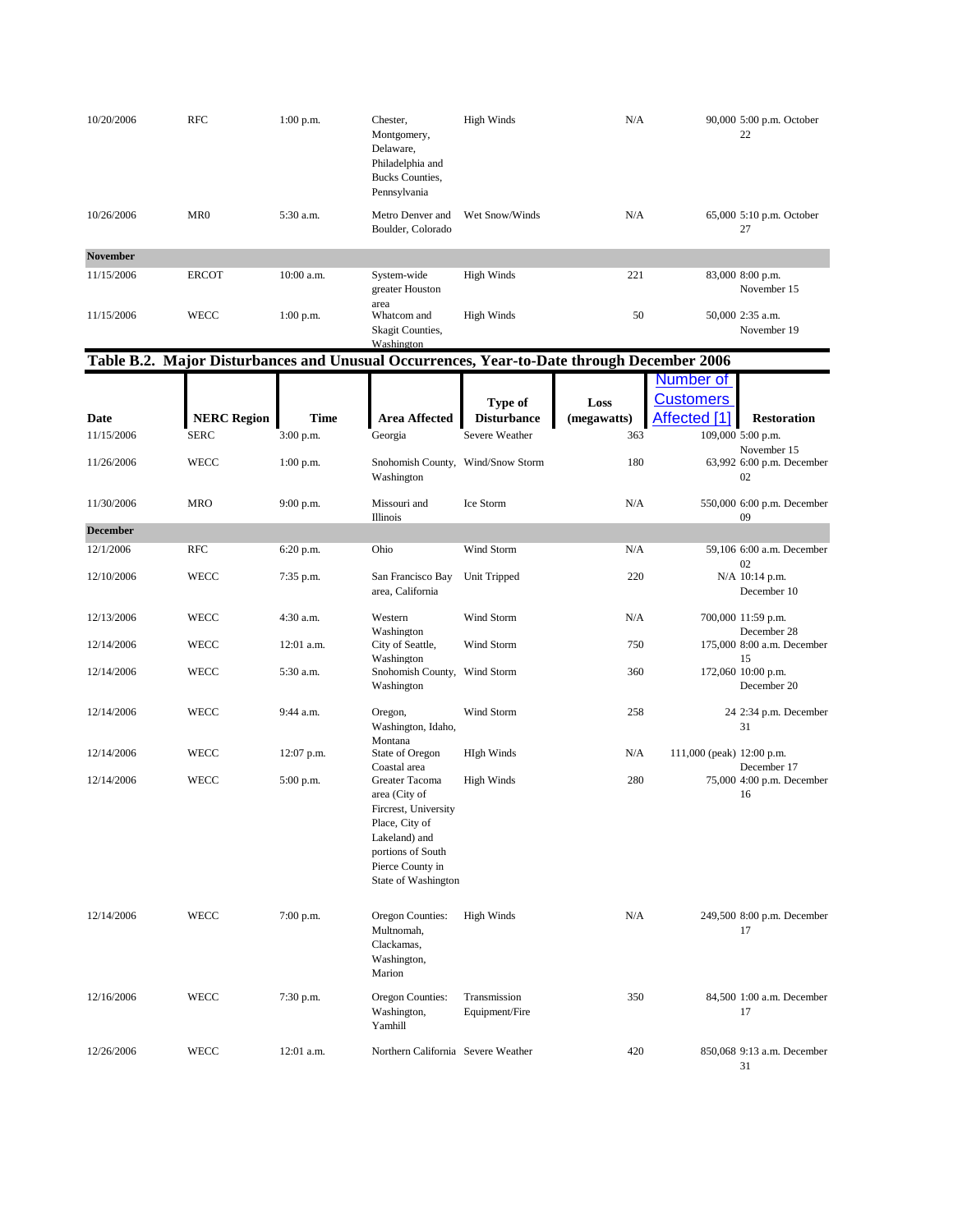| Date | NERC Region | Time | Area Affected | Type of Disturbance | Loss (megawatts) | Number of Customers Affected [1] | Restoration |
|---|---|---|---|---|---|---|---|
| 10/20/2006 | RFC | 1:00 p.m. | Chester, Montgomery, Delaware, Philadelphia and Bucks Counties, Pennsylvania | High Winds | N/A | 90,000 | 5:00 p.m. October 22 |
| 10/26/2006 | MR0 | 5:30 a.m. | Metro Denver and Boulder, Colorado | Wet Snow/Winds | N/A | 65,000 | 5:10 p.m. October 27 |
| **November** | | | | | | | |
| 11/15/2006 | ERCOT | 10:00 a.m. | System-wide greater Houston area | High Winds | 221 | 83,000 | 8:00 p.m. November 15 |
| 11/15/2006 | WECC | 1:00 p.m. | Whatcom and Skagit Counties, Washington | High Winds | 50 | 50,000 | 2:35 a.m. November 19 |

## Table B.2. Major Disturbances and Unusual Occurrences, Year-to-Date through December 2006

| Date | NERC Region | Time | Area Affected | Type of Disturbance | Loss (megawatts) | Number of Customers Affected [1] | Restoration |
|---|---|---|---|---|---|---|---|
| 11/15/2006 | SERC | 3:00 p.m. | Georgia | Severe Weather | 363 | 109,000 | 5:00 p.m. November 15 |
| 11/26/2006 | WECC | 1:00 p.m. | Snohomish County, Washington | Wind/Snow Storm | 180 | 63,992 | 6:00 p.m. December 02 |
| 11/30/2006 | MRO | 9:00 p.m. | Missouri and Illinois | Ice Storm | N/A | 550,000 | 6:00 p.m. December 09 |
| **December** | | | | | | | |
| 12/1/2006 | RFC | 6:20 p.m. | Ohio | Wind Storm | N/A | 59,106 | 6:00 a.m. December 02 |
| 12/10/2006 | WECC | 7:35 p.m. | San Francisco Bay area, California | Unit Tripped | 220 | N/A | 10:14 p.m. December 10 |
| 12/13/2006 | WECC | 4:30 a.m. | Western Washington | Wind Storm | N/A | 700,000 | 11:59 p.m. December 28 |
| 12/14/2006 | WECC | 12:01 a.m. | City of Seattle, Washington | Wind Storm | 750 | 175,000 | 8:00 a.m. December 15 |
| 12/14/2006 | WECC | 5:30 a.m. | Snohomish County, Washington | Wind Storm | 360 | 172,060 | 10:00 p.m. December 20 |
| 12/14/2006 | WECC | 9:44 a.m. | Oregon, Washington, Idaho, Montana | Wind Storm | 258 | 24 | 2:34 p.m. December 31 |
| 12/14/2006 | WECC | 12:07 p.m. | State of Oregon Coastal area | HIgh Winds | N/A | 111,000 (peak) | 12:00 p.m. December 17 |
| 12/14/2006 | WECC | 5:00 p.m. | Greater Tacoma area (City of Fircrest, University Place, City of Lakeland) and portions of South Pierce County in State of Washington | High Winds | 280 | 75,000 | 4:00 p.m. December 16 |
| 12/14/2006 | WECC | 7:00 p.m. | Oregon Counties: Multnomah, Clackamas, Washington, Marion | High Winds | N/A | 249,500 | 8:00 p.m. December 17 |
| 12/16/2006 | WECC | 7:30 p.m. | Oregon Counties: Washington, Yamhill | Transmission Equipment/Fire | 350 | 84,500 | 1:00 a.m. December 17 |
| 12/26/2006 | WECC | 12:01 a.m. | Northern California | Severe Weather | 420 | 850,068 | 9:13 a.m. December 31 |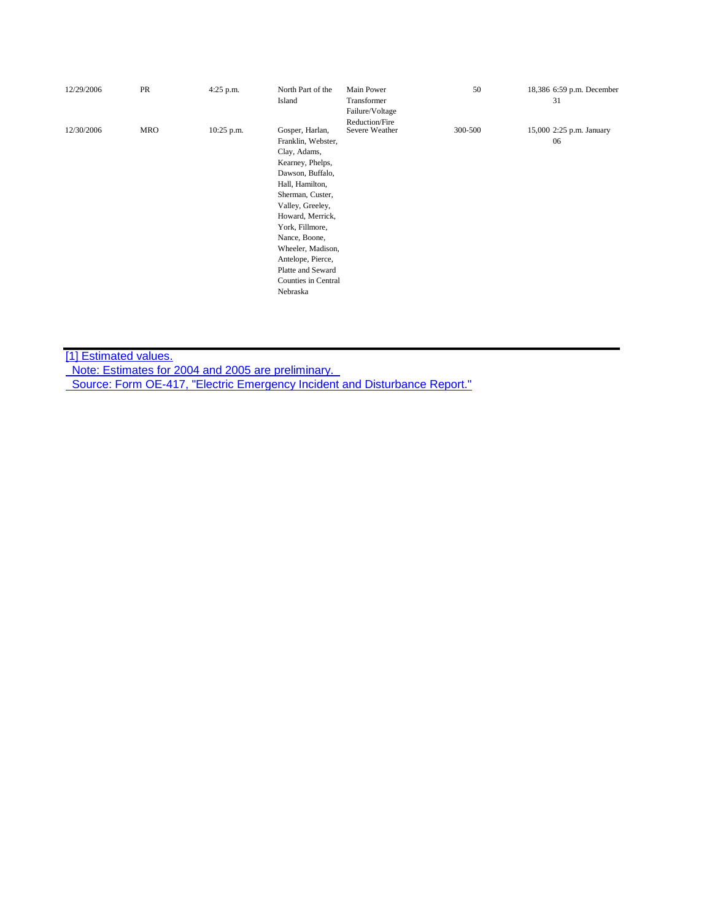| | | | | | | | |
|---|---|---|---|---|---|---|---|
| 12/29/2006 | PR | 4:25 p.m. | North Part of the Island | Main Power Transformer Failure/Voltage Reduction/Fire | 50 | 18,386 | 6:59 p.m. December 31 |
| 12/30/2006 | MRO | 10:25 p.m. | Gosper, Harlan, Franklin, Webster, Clay, Adams, Kearney, Phelps, Dawson, Buffalo, Hall, Hamilton, Sherman, Custer, Valley, Greeley, Howard, Merrick, York, Fillmore, Nance, Boone, Wheeler, Madison, Antelope, Pierce, Platte and Seward Counties in Central Nebraska | Severe Weather | 300-500 | 15,000 | 2:25 p.m. January 06 |

[1] Estimated values.
Note: Estimates for 2004 and 2005 are preliminary.
Source: Form OE-417, "Electric Emergency Incident and Disturbance Report."